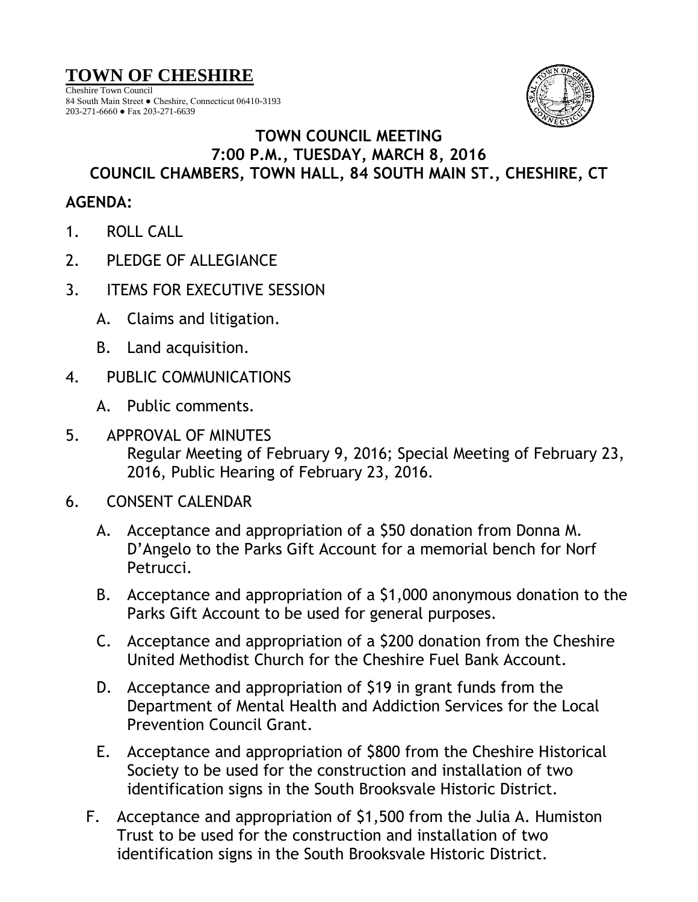# TOWN OF CHESHIRE

Cheshire Town Council
84 South Main Street ● Cheshire, Connecticut 06410-3193
203-271-6660 ● Fax 203-271-6639

## TOWN COUNCIL MEETING
## 7:00 P.M., TUESDAY, MARCH 8, 2016
## COUNCIL CHAMBERS, TOWN HALL, 84 SOUTH MAIN ST., CHESHIRE, CT

**AGENDA:**

1. ROLL CALL
2. PLEDGE OF ALLEGIANCE
3. ITEMS FOR EXECUTIVE SESSION
   - A. Claims and litigation.
   - B. Land acquisition.
4. PUBLIC COMMUNICATIONS
   - A. Public comments.
5. APPROVAL OF MINUTES
   Regular Meeting of February 9, 2016; Special Meeting of February 23, 2016, Public Hearing of February 23, 2016.
6. CONSENT CALENDAR
   - A. Acceptance and appropriation of a $50 donation from Donna M. D'Angelo to the Parks Gift Account for a memorial bench for Norf Petrucci.
   - B. Acceptance and appropriation of a $1,000 anonymous donation to the Parks Gift Account to be used for general purposes.
   - C. Acceptance and appropriation of a $200 donation from the Cheshire United Methodist Church for the Cheshire Fuel Bank Account.
   - D. Acceptance and appropriation of $19 in grant funds from the Department of Mental Health and Addiction Services for the Local Prevention Council Grant.
   - E. Acceptance and appropriation of $800 from the Cheshire Historical Society to be used for the construction and installation of two identification signs in the South Brooksvale Historic District.
   - F. Acceptance and appropriation of $1,500 from the Julia A. Humiston Trust to be used for the construction and installation of two identification signs in the South Brooksvale Historic District.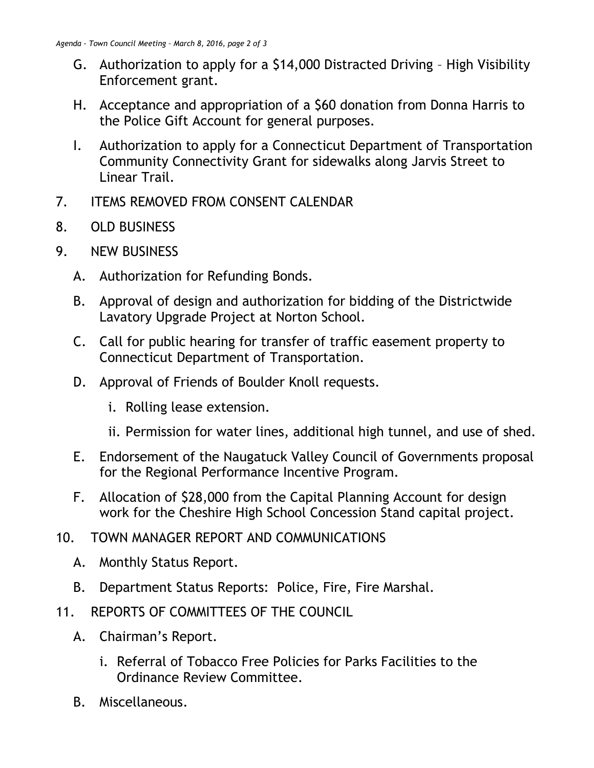G. Authorization to apply for a $14,000 Distracted Driving – High Visibility Enforcement grant.

H. Acceptance and appropriation of a $60 donation from Donna Harris to the Police Gift Account for general purposes.

I. Authorization to apply for a Connecticut Department of Transportation Community Connectivity Grant for sidewalks along Jarvis Street to Linear Trail.

7. ITEMS REMOVED FROM CONSENT CALENDAR

8. OLD BUSINESS

9. NEW BUSINESS

   A. Authorization for Refunding Bonds.

   B. Approval of design and authorization for bidding of the Districtwide Lavatory Upgrade Project at Norton School.

   C. Call for public hearing for transfer of traffic easement property to Connecticut Department of Transportation.

   D. Approval of Friends of Boulder Knoll requests.

      i. Rolling lease extension.

      ii. Permission for water lines, additional high tunnel, and use of shed.

   E. Endorsement of the Naugatuck Valley Council of Governments proposal for the Regional Performance Incentive Program.

   F. Allocation of $28,000 from the Capital Planning Account for design work for the Cheshire High School Concession Stand capital project.

10. TOWN MANAGER REPORT AND COMMUNICATIONS

   A. Monthly Status Report.

   B. Department Status Reports: Police, Fire, Fire Marshal.

11. REPORTS OF COMMITTEES OF THE COUNCIL

   A. Chairman's Report.

      i. Referral of Tobacco Free Policies for Parks Facilities to the Ordinance Review Committee.

   B. Miscellaneous.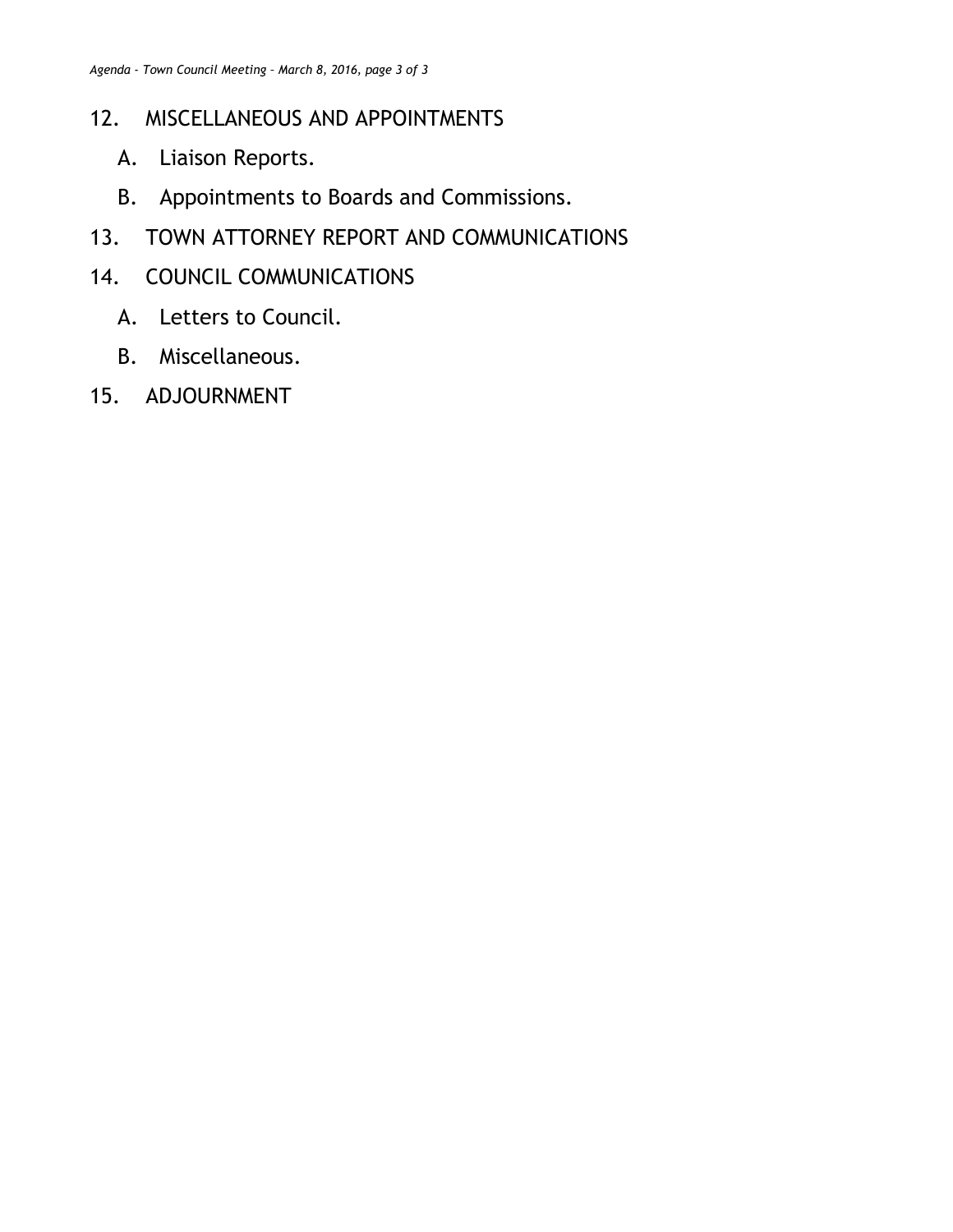12. MISCELLANEOUS AND APPOINTMENTS
    - A. Liaison Reports.
    - B. Appointments to Boards and Commissions.
13. TOWN ATTORNEY REPORT AND COMMUNICATIONS
14. COUNCIL COMMUNICATIONS
    - A. Letters to Council.
    - B. Miscellaneous.
15. ADJOURNMENT